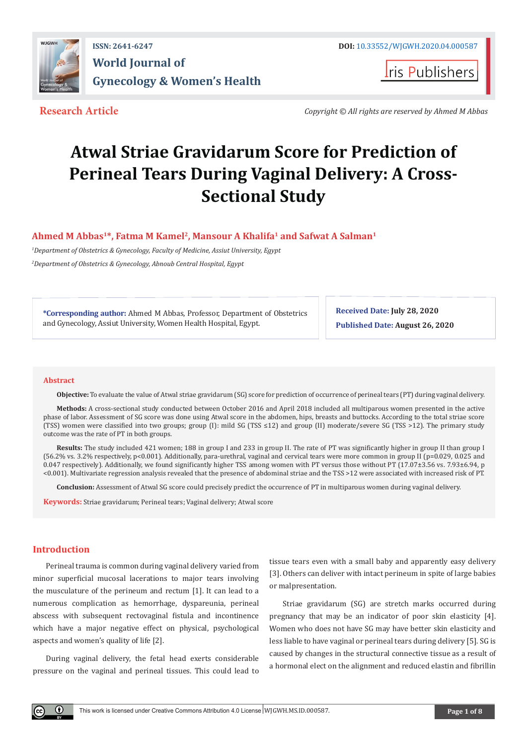ISSN: 2641-6247

DOI: 10.33552/WJGWH.2020.04.000587

# World Journal of Gynecology & Women's Health

Iris Publishers

**Research Article**

*Copyright © All rights are reserved by Ahmed M Abbas*

# Atwal Striae Gravidarum Score for Prediction of Perineal Tears During Vaginal Delivery: A Cross-Sectional Study

**Ahmed M Abbas[1]*, Fatma M Kamel[2], Mansour A Khalifa[1] and Safwat A Salman[1]**

[1]*Department of Obstetrics & Gynecology, Faculty of Medicine, Assiut University, Egypt*

[2]*Department of Obstetrics & Gynecology, Abnoub Central Hospital, Egypt*

**\*Corresponding author:** Ahmed M Abbas, Professor, Department of Obstetrics and Gynecology, Assiut University, Women Health Hospital, Egypt.

**Received Date:** July 28, 2020

**Published Date:** August 26, 2020

## Abstract

**Objective:** To evaluate the value of Atwal striae gravidarum (SG) score for prediction of occurrence of perineal tears (PT) during vaginal delivery.

**Methods:** A cross-sectional study conducted between October 2016 and April 2018 included all multiparous women presented in the active phase of labor. Assessment of SG score was done using Atwal score in the abdomen, hips, breasts and buttocks. According to the total striae score (TSS) women were classified into two groups; group (I): mild SG (TSS ≤12) and group (II) moderate/severe SG (TSS >12). The primary study outcome was the rate of PT in both groups.

**Results:** The study included 421 women; 188 in group I and 233 in group II. The rate of PT was significantly higher in group II than group I (56.2% vs. 3.2% respectively, p<0.001). Additionally, para-urethral, vaginal and cervical tears were more common in group II (p=0.029, 0.025 and 0.047 respectively). Additionally, we found significantly higher TSS among women with PT versus those without PT (17.07±3.56 vs. 7.93±6.94, p <0.001). Multivariate regression analysis revealed that the presence of abdominal striae and the TSS >12 were associated with increased risk of PT.

**Conclusion:** Assessment of Atwal SG score could precisely predict the occurrence of PT in multiparous women during vaginal delivery.

**Keywords:** Striae gravidarum; Perineal tears; Vaginal delivery; Atwal score

## Introduction

Perineal trauma is common during vaginal delivery varied from minor superficial mucosal lacerations to major tears involving the musculature of the perineum and rectum [1]. It can lead to a numerous complication as hemorrhage, dyspareunia, perineal abscess with subsequent rectovaginal fistula and incontinence which have a major negative effect on physical, psychological aspects and women's quality of life [2].

During vaginal delivery, the fetal head exerts considerable pressure on the vaginal and perineal tissues. This could lead to tissue tears even with a small baby and apparently easy delivery [3]. Others can deliver with intact perineum in spite of large babies or malpresentation.

Striae gravidarum (SG) are stretch marks occurred during pregnancy that may be an indicator of poor skin elasticity [4]. Women who does not have SG may have better skin elasticity and less liable to have vaginal or perineal tears during delivery [5]. SG is caused by changes in the structural connective tissue as a result of a hormonal elect on the alignment and reduced elastin and fibrillin

This work is licensed under Creative Commons Attribution 4.0 License | WJGWH.MS.ID.000587.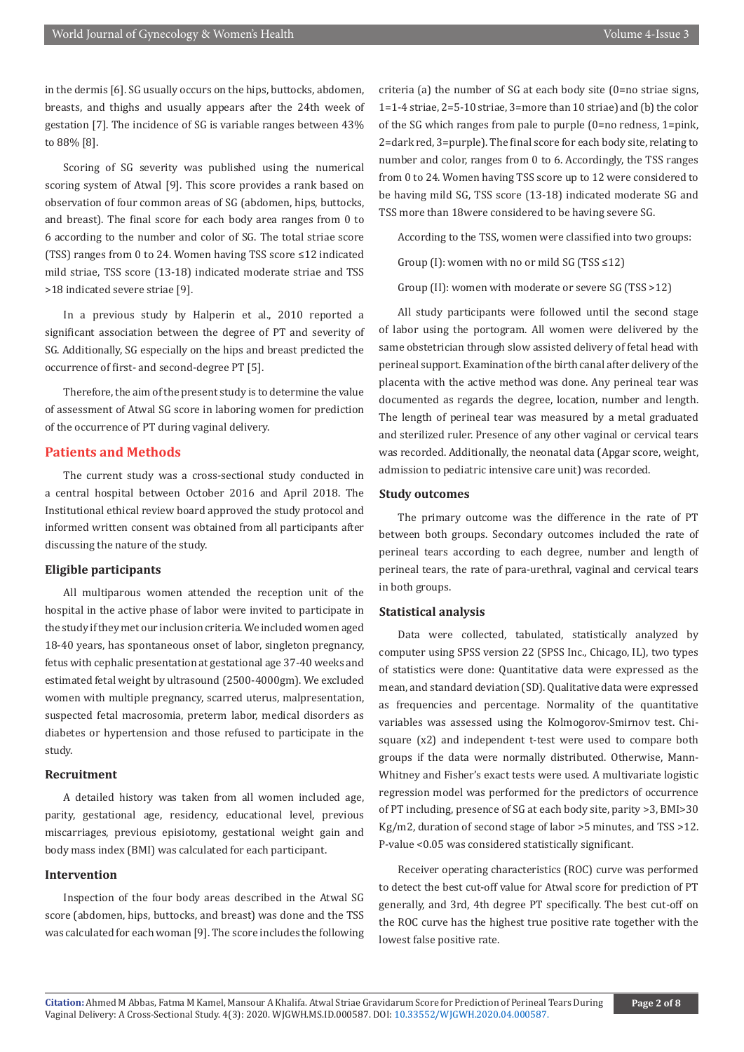in the dermis [6]. SG usually occurs on the hips, buttocks, abdomen, breasts, and thighs and usually appears after the 24th week of gestation [7]. The incidence of SG is variable ranges between 43% to 88% [8].

Scoring of SG severity was published using the numerical scoring system of Atwal [9]. This score provides a rank based on observation of four common areas of SG (abdomen, hips, buttocks, and breast). The final score for each body area ranges from 0 to 6 according to the number and color of SG. The total striae score (TSS) ranges from 0 to 24. Women having TSS score ≤12 indicated mild striae, TSS score (13-18) indicated moderate striae and TSS >18 indicated severe striae [9].

In a previous study by Halperin et al., 2010 reported a significant association between the degree of PT and severity of SG. Additionally, SG especially on the hips and breast predicted the occurrence of first- and second-degree PT [5].

Therefore, the aim of the present study is to determine the value of assessment of Atwal SG score in laboring women for prediction of the occurrence of PT during vaginal delivery.

## Patients and Methods

The current study was a cross-sectional study conducted in a central hospital between October 2016 and April 2018. The Institutional ethical review board approved the study protocol and informed written consent was obtained from all participants after discussing the nature of the study.

### Eligible participants

All multiparous women attended the reception unit of the hospital in the active phase of labor were invited to participate in the study if they met our inclusion criteria. We included women aged 18-40 years, has spontaneous onset of labor, singleton pregnancy, fetus with cephalic presentation at gestational age 37-40 weeks and estimated fetal weight by ultrasound (2500-4000gm). We excluded women with multiple pregnancy, scarred uterus, malpresentation, suspected fetal macrosomia, preterm labor, medical disorders as diabetes or hypertension and those refused to participate in the study.

### Recruitment

A detailed history was taken from all women included age, parity, gestational age, residency, educational level, previous miscarriages, previous episiotomy, gestational weight gain and body mass index (BMI) was calculated for each participant.

### Intervention

Inspection of the four body areas described in the Atwal SG score (abdomen, hips, buttocks, and breast) was done and the TSS was calculated for each woman [9]. The score includes the following criteria (a) the number of SG at each body site (0=no striae signs, 1=1-4 striae, 2=5-10 striae, 3=more than 10 striae) and (b) the color of the SG which ranges from pale to purple (0=no redness, 1=pink, 2=dark red, 3=purple). The final score for each body site, relating to number and color, ranges from 0 to 6. Accordingly, the TSS ranges from 0 to 24. Women having TSS score up to 12 were considered to be having mild SG, TSS score (13-18) indicated moderate SG and TSS more than 18were considered to be having severe SG.

According to the TSS, women were classified into two groups:

Group (I): women with no or mild SG (TSS ≤12)

Group (II): women with moderate or severe SG (TSS >12)

All study participants were followed until the second stage of labor using the portogram. All women were delivered by the same obstetrician through slow assisted delivery of fetal head with perineal support. Examination of the birth canal after delivery of the placenta with the active method was done. Any perineal tear was documented as regards the degree, location, number and length. The length of perineal tear was measured by a metal graduated and sterilized ruler. Presence of any other vaginal or cervical tears was recorded. Additionally, the neonatal data (Apgar score, weight, admission to pediatric intensive care unit) was recorded.

### Study outcomes

The primary outcome was the difference in the rate of PT between both groups. Secondary outcomes included the rate of perineal tears according to each degree, number and length of perineal tears, the rate of para-urethral, vaginal and cervical tears in both groups.

### Statistical analysis

Data were collected, tabulated, statistically analyzed by computer using SPSS version 22 (SPSS Inc., Chicago, IL), two types of statistics were done: Quantitative data were expressed as the mean, and standard deviation (SD). Qualitative data were expressed as frequencies and percentage. Normality of the quantitative variables was assessed using the Kolmogorov-Smirnov test. Chi-square ($x2$) and independent t-test were used to compare both groups if the data were normally distributed. Otherwise, Mann-Whitney and Fisher's exact tests were used. A multivariate logistic regression model was performed for the predictors of occurrence of PT including, presence of SG at each body site, parity >3, BMI>30 Kg/m2, duration of second stage of labor >5 minutes, and TSS >12. P-value <0.05 was considered statistically significant.

Receiver operating characteristics (ROC) curve was performed to detect the best cut-off value for Atwal score for prediction of PT generally, and 3rd, 4th degree PT specifically. The best cut-off on the ROC curve has the highest true positive rate together with the lowest false positive rate.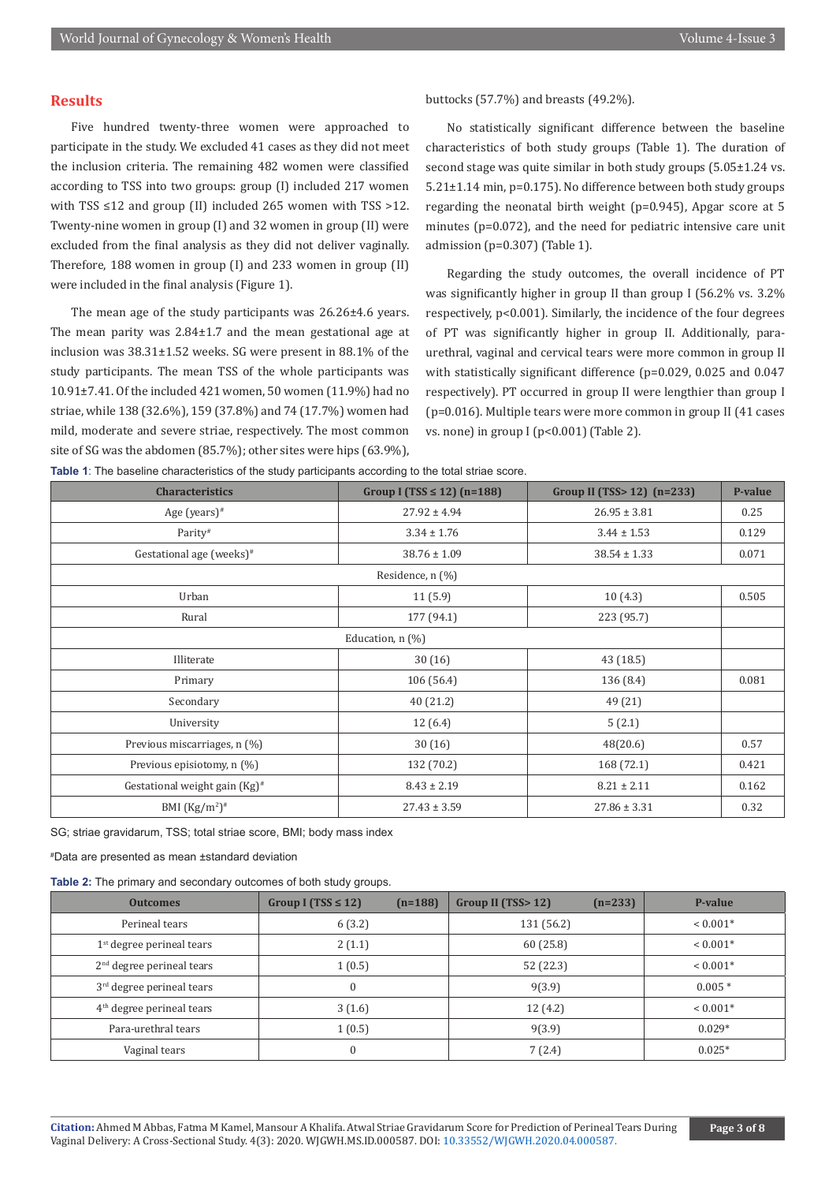## Results

Five hundred twenty-three women were approached to participate in the study. We excluded 41 cases as they did not meet the inclusion criteria. The remaining 482 women were classified according to TSS into two groups: group (I) included 217 women with TSS ≤12 and group (II) included 265 women with TSS >12. Twenty-nine women in group (I) and 32 women in group (II) were excluded from the final analysis as they did not deliver vaginally. Therefore, 188 women in group (I) and 233 women in group (II) were included in the final analysis (Figure 1).

The mean age of the study participants was 26.26±4.6 years. The mean parity was 2.84±1.7 and the mean gestational age at inclusion was 38.31±1.52 weeks. SG were present in 88.1% of the study participants. The mean TSS of the whole participants was 10.91±7.41. Of the included 421 women, 50 women (11.9%) had no striae, while 138 (32.6%), 159 (37.8%) and 74 (17.7%) women had mild, moderate and severe striae, respectively. The most common site of SG was the abdomen (85.7%); other sites were hips (63.9%), buttocks (57.7%) and breasts (49.2%).

No statistically significant difference between the baseline characteristics of both study groups (Table 1). The duration of second stage was quite similar in both study groups (5.05±1.24 vs. 5.21±1.14 min, p=0.175). No difference between both study groups regarding the neonatal birth weight (p=0.945), Apgar score at 5 minutes (p=0.072), and the need for pediatric intensive care unit admission (p=0.307) (Table 1).

Regarding the study outcomes, the overall incidence of PT was significantly higher in group II than group I (56.2% vs. 3.2% respectively, p<0.001). Similarly, the incidence of the four degrees of PT was significantly higher in group II. Additionally, para-urethral, vaginal and cervical tears were more common in group II with statistically significant difference (p=0.029, 0.025 and 0.047 respectively). PT occurred in group II were lengthier than group I (p=0.016). Multiple tears were more common in group II (41 cases vs. none) in group I (p<0.001) (Table 2).

**Table 1**: The baseline characteristics of the study participants according to the total striae score.

| Characteristics | Group I (TSS ≤ 12) (n=188) | Group II (TSS> 12) (n=233) | P-value |
|---|---|---|---|
| Age (years)# | 27.92 ± 4.94 | 26.95 ± 3.81 | 0.25 |
| Parity# | 3.34 ± 1.76 | 3.44 ± 1.53 | 0.129 |
| Gestational age (weeks)# | 38.76 ± 1.09 | 38.54 ± 1.33 | 0.071 |
| Residence, n (%) | | | |
| Urban | 11 (5.9) | 10 (4.3) | 0.505 |
| Rural | 177 (94.1) | 223 (95.7) | |
| Education, n (%) | | | |
| Illiterate | 30 (16) | 43 (18.5) | |
| Primary | 106 (56.4) | 136 (8.4) | 0.081 |
| Secondary | 40 (21.2) | 49 (21) | |
| University | 12 (6.4) | 5 (2.1) | |
| Previous miscarriages, n (%) | 30 (16) | 48(20.6) | 0.57 |
| Previous episiotomy, n (%) | 132 (70.2) | 168 (72.1) | 0.421 |
| Gestational weight gain (Kg)# | 8.43 ± 2.19 | 8.21 ± 2.11 | 0.162 |
| BMI (Kg/m$^2$)# | 27.43 ± 3.59 | 27.86 ± 3.31 | 0.32 |

SG; striae gravidarum, TSS; total striae score, BMI; body mass index

#Data are presented as mean ±standard deviation

**Table 2:** The primary and secondary outcomes of both study groups.

| Outcomes | Group I (TSS ≤ 12) (n=188) | Group II (TSS> 12) (n=233) | P-value |
|---|---|---|---|
| Perineal tears | 6 (3.2) | 131 (56.2) | < 0.001* |
| 1st degree perineal tears | 2 (1.1) | 60 (25.8) | < 0.001* |
| 2nd degree perineal tears | 1 (0.5) | 52 (22.3) | < 0.001* |
| 3rd degree perineal tears | 0 | 9(3.9) | 0.005 * |
| 4th degree perineal tears | 3 (1.6) | 12 (4.2) | < 0.001* |
| Para-urethral tears | 1 (0.5) | 9(3.9) | 0.029* |
| Vaginal tears | 0 | 7 (2.4) | 0.025* |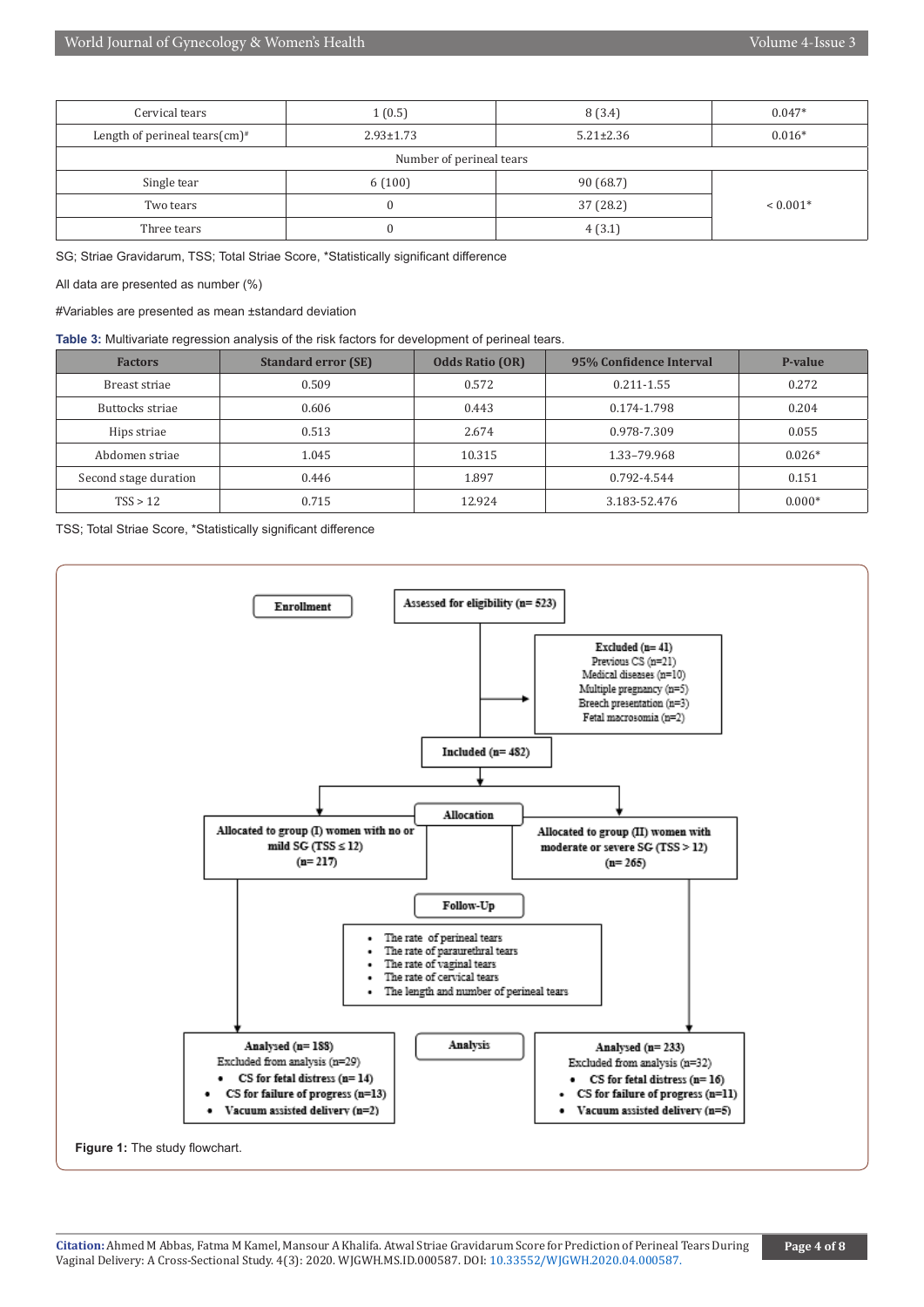| | | | |
|---|---|---|---|
| Cervical tears | 1 (0.5) | 8 (3.4) | 0.047* |
| Length of perineal tears(cm)# | 2.93±1.73 | 5.21±2.36 | 0.016* |
| Number of perineal tears | | | |
| Single tear | 6 (100) | 90 (68.7) | < 0.001* |
| Two tears | 0 | 37 (28.2) | |
| Three tears | 0 | 4 (3.1) | |

SG; Striae Gravidarum, TSS; Total Striae Score, *Statistically significant difference

All data are presented as number (%)

#Variables are presented as mean ±standard deviation

**Table 3:** Multivariate regression analysis of the risk factors for development of perineal tears.

| Factors | Standard error (SE) | Odds Ratio (OR) | 95% Confidence Interval | P-value |
|---|---|---|---|---|
| Breast striae | 0.509 | 0.572 | 0.211-1.55 | 0.272 |
| Buttocks striae | 0.606 | 0.443 | 0.174-1.798 | 0.204 |
| Hips striae | 0.513 | 2.674 | 0.978-7.309 | 0.055 |
| Abdomen striae | 1.045 | 10.315 | 1.33–79.968 | 0.026* |
| Second stage duration | 0.446 | 1.897 | 0.792-4.544 | 0.151 |
| TSS > 12 | 0.715 | 12.924 | 3.183-52.476 | 0.000* |

TSS; Total Striae Score, *Statistically significant difference

**Enrollment**

Assessed for eligibility (n= 523)

Excluded (n= 41)
Previous CS (n=21)
Medical diseases (n=10)
Multiple pregnancy (n=5)
Breech presentation (n=3)
Fetal macrosomia (n=2)

Included (n= 482)

**Allocation**

Allocated to group (I) women with no or mild SG (TSS ≤ 12) (n= 217)

Allocated to group (II) women with moderate or severe SG (TSS > 12) (n= 265)

**Follow-Up**

- The rate of perineal tears
- The rate of paraurethral tears
- The rate of vaginal tears
- The rate of cervical tears
- The length and number of perineal tears

**Analysis**

Analysed (n= 188)
Excluded from analysis (n=29)
- CS for fetal distress (n= 14)
- CS for failure of progress (n=13)
- Vacuum assisted delivery (n=2)

Analysed (n= 233)
Excluded from analysis (n=32)
- CS for fetal distress (n= 16)
- CS for failure of progress (n=11)
- Vacuum assisted delivery (n=5)

**Figure 1:** The study flowchart.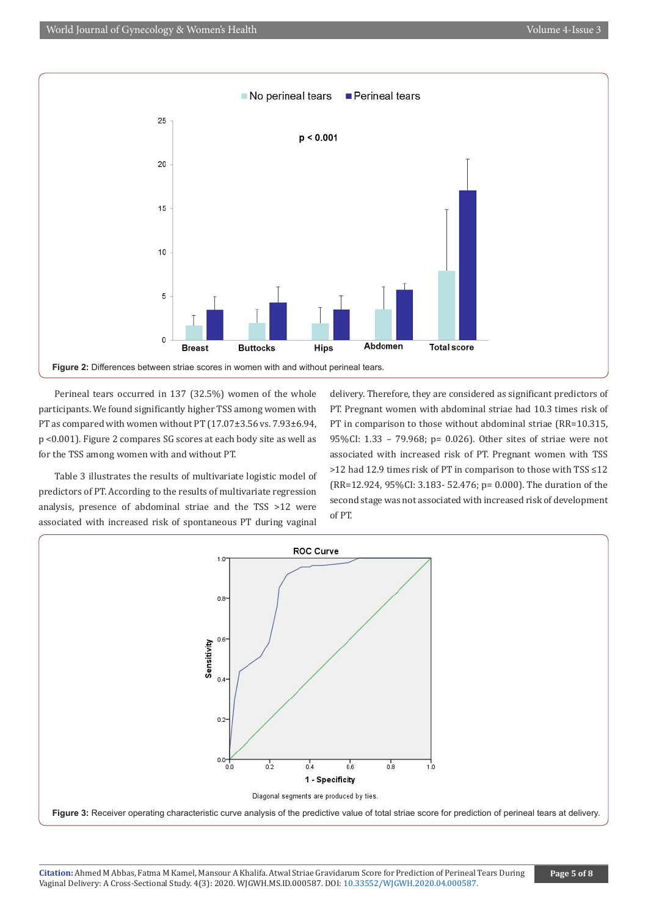Figure 2: Differences between striae scores in women with and without perineal tears.

Perineal tears occurred in 137 (32.5%) women of the whole participants. We found significantly higher TSS among women with PT as compared with women without PT (17.07±3.56 vs. 7.93±6.94, p <0.001). Figure 2 compares SG scores at each body site as well as for the TSS among women with and without PT.

Table 3 illustrates the results of multivariate logistic model of predictors of PT. According to the results of multivariate regression analysis, presence of abdominal striae and the TSS >12 were associated with increased risk of spontaneous PT during vaginal delivery. Therefore, they are considered as significant predictors of PT. Pregnant women with abdominal striae had 10.3 times risk of PT in comparison to those without abdominal striae (RR=10.315, 95%CI: 1.33 – 79.968; p= 0.026). Other sites of striae were not associated with increased risk of PT. Pregnant women with TSS >12 had 12.9 times risk of PT in comparison to those with TSS ≤12 (RR=12.924, 95%CI: 3.183- 52.476; p= 0.000). The duration of the second stage was not associated with increased risk of development of PT.

Figure 3: Receiver operating characteristic curve analysis of the predictive value of total striae score for prediction of perineal tears at delivery.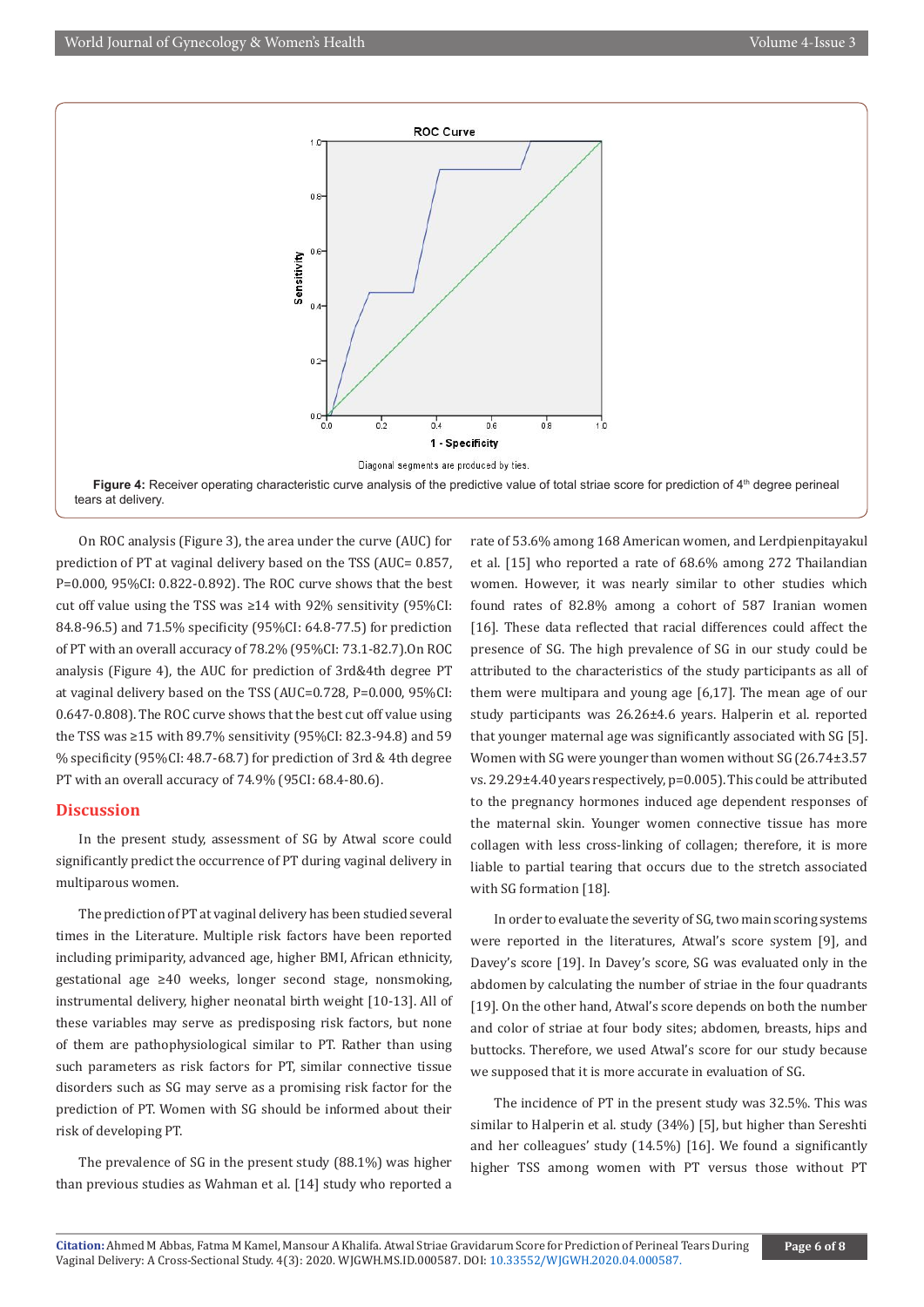Diagonal segments are produced by ties.

**Figure 4:** Receiver operating characteristic curve analysis of the predictive value of total striae score for prediction of 4th degree perineal tears at delivery.

On ROC analysis (Figure 3), the area under the curve (AUC) for prediction of PT at vaginal delivery based on the TSS (AUC= 0.857, P=0.000, 95%CI: 0.822-0.892). The ROC curve shows that the best cut off value using the TSS was ≥14 with 92% sensitivity (95%CI: 84.8-96.5) and 71.5% specificity (95%CI: 64.8-77.5) for prediction of PT with an overall accuracy of 78.2% (95%CI: 73.1-82.7).On ROC analysis (Figure 4), the AUC for prediction of 3rd&4th degree PT at vaginal delivery based on the TSS (AUC=0.728, P=0.000, 95%CI: 0.647-0.808). The ROC curve shows that the best cut off value using the TSS was ≥15 with 89.7% sensitivity (95%CI: 82.3-94.8) and 59 % specificity (95%CI: 48.7-68.7) for prediction of 3rd & 4th degree PT with an overall accuracy of 74.9% (95CI: 68.4-80.6).

## Discussion

In the present study, assessment of SG by Atwal score could significantly predict the occurrence of PT during vaginal delivery in multiparous women.

The prediction of PT at vaginal delivery has been studied several times in the Literature. Multiple risk factors have been reported including primiparity, advanced age, higher BMI, African ethnicity, gestational age ≥40 weeks, longer second stage, nonsmoking, instrumental delivery, higher neonatal birth weight [10-13]. All of these variables may serve as predisposing risk factors, but none of them are pathophysiological similar to PT. Rather than using such parameters as risk factors for PT, similar connective tissue disorders such as SG may serve as a promising risk factor for the prediction of PT. Women with SG should be informed about their risk of developing PT.

The prevalence of SG in the present study (88.1%) was higher than previous studies as Wahman et al. [14] study who reported a rate of 53.6% among 168 American women, and Lerdpienpitayakul et al. [15] who reported a rate of 68.6% among 272 Thailandian women. However, it was nearly similar to other studies which found rates of 82.8% among a cohort of 587 Iranian women [16]. These data reflected that racial differences could affect the presence of SG. The high prevalence of SG in our study could be attributed to the characteristics of the study participants as all of them were multipara and young age [6,17]. The mean age of our study participants was 26.26±4.6 years. Halperin et al. reported that younger maternal age was significantly associated with SG [5]. Women with SG were younger than women without SG (26.74±3.57 vs. 29.29±4.40 years respectively, p=0.005). This could be attributed to the pregnancy hormones induced age dependent responses of the maternal skin. Younger women connective tissue has more collagen with less cross-linking of collagen; therefore, it is more liable to partial tearing that occurs due to the stretch associated with SG formation [18].

In order to evaluate the severity of SG, two main scoring systems were reported in the literatures, Atwal's score system [9], and Davey's score [19]. In Davey's score, SG was evaluated only in the abdomen by calculating the number of striae in the four quadrants [19]. On the other hand, Atwal's score depends on both the number and color of striae at four body sites; abdomen, breasts, hips and buttocks. Therefore, we used Atwal's score for our study because we supposed that it is more accurate in evaluation of SG.

The incidence of PT in the present study was 32.5%. This was similar to Halperin et al. study (34%) [5], but higher than Sereshti and her colleagues' study (14.5%) [16]. We found a significantly higher TSS among women with PT versus those without PT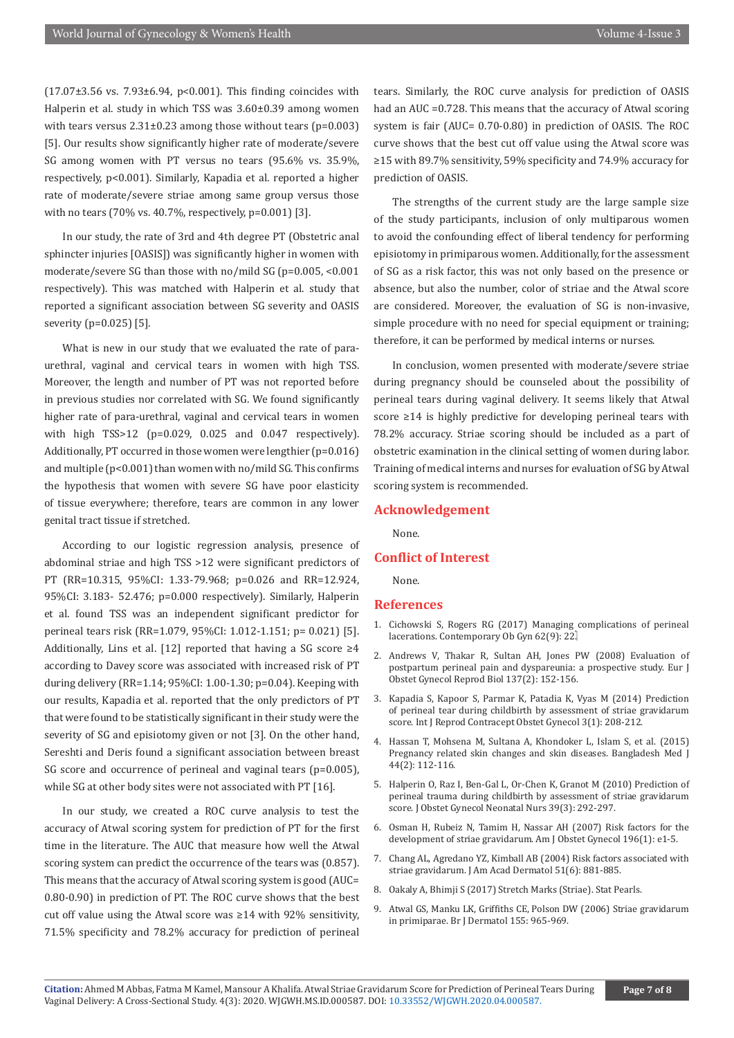(17.07±3.56 vs. 7.93±6.94, $p<0.001$). This finding coincides with Halperin et al. study in which TSS was 3.60±0.39 among women with tears versus 2.31±0.23 among those without tears ($p=0.003$) [5]. Our results show significantly higher rate of moderate/severe SG among women with PT versus no tears (95.6% vs. 35.9%, respectively, $p<0.001$). Similarly, Kapadia et al. reported a higher rate of moderate/severe striae among same group versus those with no tears (70% vs. 40.7%, respectively, $p=0.001$) [3].

In our study, the rate of 3rd and 4th degree PT (Obstetric anal sphincter injuries [OASIS]) was significantly higher in women with moderate/severe SG than those with no/mild SG ($p=0.005$, $<0.001$ respectively). This was matched with Halperin et al. study that reported a significant association between SG severity and OASIS severity ($p=0.025$) [5].

What is new in our study that we evaluated the rate of para-urethral, vaginal and cervical tears in women with high TSS. Moreover, the length and number of PT was not reported before in previous studies nor correlated with SG. We found significantly higher rate of para-urethral, vaginal and cervical tears in women with high TSS>12 ($p=0.029$, 0.025 and 0.047 respectively). Additionally, PT occurred in those women were lengthier ($p=0.016$) and multiple ($p<0.001$) than women with no/mild SG. This confirms the hypothesis that women with severe SG have poor elasticity of tissue everywhere; therefore, tears are common in any lower genital tract tissue if stretched.

According to our logistic regression analysis, presence of abdominal striae and high TSS >12 were significant predictors of PT (RR=10.315, 95%CI: 1.33-79.968; $p=0.026$ and RR=12.924, 95%CI: 3.183- 52.476; $p=0.000$ respectively). Similarly, Halperin et al. found TSS was an independent significant predictor for perineal tears risk (RR=1.079, 95%CI: 1.012-1.151; $p= 0.021$) [5]. Additionally, Lins et al. [12] reported that having a SG score ≥4 according to Davey score was associated with increased risk of PT during delivery (RR=1.14; 95%CI: 1.00-1.30; $p=0.04$). Keeping with our results, Kapadia et al. reported that the only predictors of PT that were found to be statistically significant in their study were the severity of SG and episiotomy given or not [3]. On the other hand, Sereshti and Deris found a significant association between breast SG score and occurrence of perineal and vaginal tears ($p=0.005$), while SG at other body sites were not associated with PT [16].

In our study, we created a ROC curve analysis to test the accuracy of Atwal scoring system for prediction of PT for the first time in the literature. The AUC that measure how well the Atwal scoring system can predict the occurrence of the tears was (0.857). This means that the accuracy of Atwal scoring system is good (AUC= 0.80-0.90) in prediction of PT. The ROC curve shows that the best cut off value using the Atwal score was ≥14 with 92% sensitivity, 71.5% specificity and 78.2% accuracy for prediction of perineal tears. Similarly, the ROC curve analysis for prediction of OASIS had an AUC =0.728. This means that the accuracy of Atwal scoring system is fair (AUC= 0.70-0.80) in prediction of OASIS. The ROC curve shows that the best cut off value using the Atwal score was ≥15 with 89.7% sensitivity, 59% specificity and 74.9% accuracy for prediction of OASIS.

The strengths of the current study are the large sample size of the study participants, inclusion of only multiparous women to avoid the confounding effect of liberal tendency for performing episiotomy in primiparous women. Additionally, for the assessment of SG as a risk factor, this was not only based on the presence or absence, but also the number, color of striae and the Atwal score are considered. Moreover, the evaluation of SG is non-invasive, simple procedure with no need for special equipment or training; therefore, it can be performed by medical interns or nurses.

In conclusion, women presented with moderate/severe striae during pregnancy should be counseled about the possibility of perineal tears during vaginal delivery. It seems likely that Atwal score ≥14 is highly predictive for developing perineal tears with 78.2% accuracy. Striae scoring should be included as a part of obstetric examination in the clinical setting of women during labor. Training of medical interns and nurses for evaluation of SG by Atwal scoring system is recommended.

## Acknowledgement

None.

## Conflict of Interest

None.

## References

1. Cichowski S, Rogers RG (2017) Managing complications of perineal lacerations. Contemporary Ob Gyn 62(9): 22.
2. Andrews V, Thakar R, Sultan AH, Jones PW (2008) Evaluation of postpartum perineal pain and dyspareunia: a prospective study. Eur J Obstet Gynecol Reprod Biol 137(2): 152-156.
3. Kapadia S, Kapoor S, Parmar K, Patadia K, Vyas M (2014) Prediction of perineal tear during childbirth by assessment of striae gravidarum score. Int J Reprod Contracept Obstet Gynecol 3(1): 208-212.
4. Hassan T, Mohsena M, Sultana A, Khondoker L, Islam S, et al. (2015) Pregnancy related skin changes and skin diseases. Bangladesh Med J 44(2): 112-116.
5. Halperin O, Raz I, Ben-Gal L, Or-Chen K, Granot M (2010) Prediction of perineal trauma during childbirth by assessment of striae gravidarum score. J Obstet Gynecol Neonatal Nurs 39(3): 292-297.
6. Osman H, Rubeiz N, Tamim H, Nassar AH (2007) Risk factors for the development of striae gravidarum. Am J Obstet Gynecol 196(1): e1-5.
7. Chang AL, Agredano YZ, Kimball AB (2004) Risk factors associated with striae gravidarum. J Am Acad Dermatol 51(6): 881-885.
8. Oakaly A, Bhimji S (2017) Stretch Marks (Striae). Stat Pearls.
9. Atwal GS, Manku LK, Griffiths CE, Polson DW (2006) Striae gravidarum in primiparae. Br J Dermatol 155: 965-969.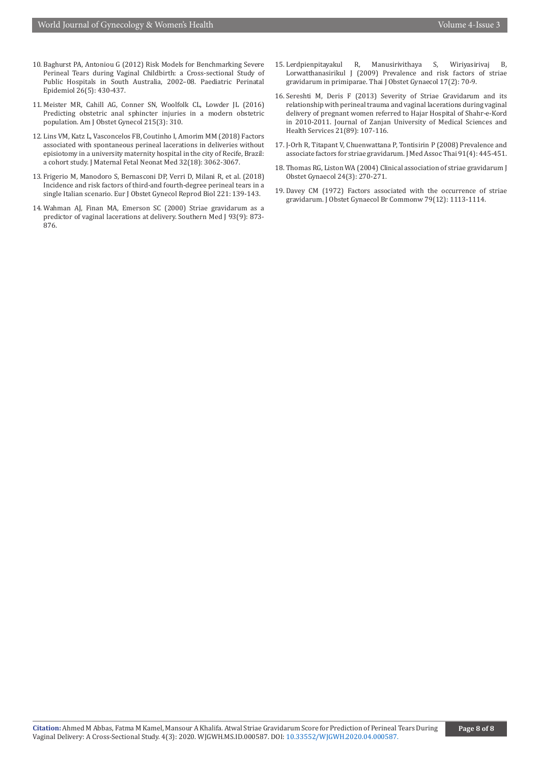10. Baghurst PA, Antoniou G (2012) Risk Models for Benchmarking Severe Perineal Tears during Vaginal Childbirth: a Cross-sectional Study of Public Hospitals in South Australia, 2002–08. Paediatric Perinatal Epidemiol 26(5): 430-437.
11. Meister MR, Cahill AG, Conner SN, Woolfolk CL, Lowder JL (2016) Predicting obstetric anal sphincter injuries in a modern obstetric population. Am J Obstet Gynecol 215(3): 310.
12. Lins VM, Katz L, Vasconcelos FB, Coutinho I, Amorim MM (2018) Factors associated with spontaneous perineal lacerations in deliveries without episiotomy in a university maternity hospital in the city of Recife, Brazil: a cohort study. J Maternal Fetal Neonat Med 32(18): 3062-3067.
13. Frigerio M, Manodoro S, Bernasconi DP, Verri D, Milani R, et al. (2018) Incidence and risk factors of third-and fourth-degree perineal tears in a single Italian scenario. Eur J Obstet Gynecol Reprod Biol 221: 139-143.
14. Wahman AJ, Finan MA, Emerson SC (2000) Striae gravidarum as a predictor of vaginal lacerations at delivery. Southern Med J 93(9): 873-876.
15. Lerdpienpitayakul R, Manusirivithaya S, Wiriyasirivaj B, Lorwatthanasirikul J (2009) Prevalence and risk factors of striae gravidarum in primiparae. Thai J Obstet Gynaecol 17(2): 70-9.
16. Sereshti M, Deris F (2013) Severity of Striae Gravidarum and its relationship with perineal trauma and vaginal lacerations during vaginal delivery of pregnant women referred to Hajar Hospital of Shahr-e-Kord in 2010-2011. Journal of Zanjan University of Medical Sciences and Health Services 21(89): 107-116.
17. J-Orh R, Titapant V, Chuenwattana P, Tontisirin P (2008) Prevalence and associate factors for striae gravidarum. J Med Assoc Thai 91(4): 445-451.
18. Thomas RG, Liston WA (2004) Clinical association of striae gravidarum J Obstet Gynaecol 24(3): 270-271.
19. Davey CM (1972) Factors associated with the occurrence of striae gravidarum. J Obstet Gynaecol Br Commonw 79(12): 1113-1114.